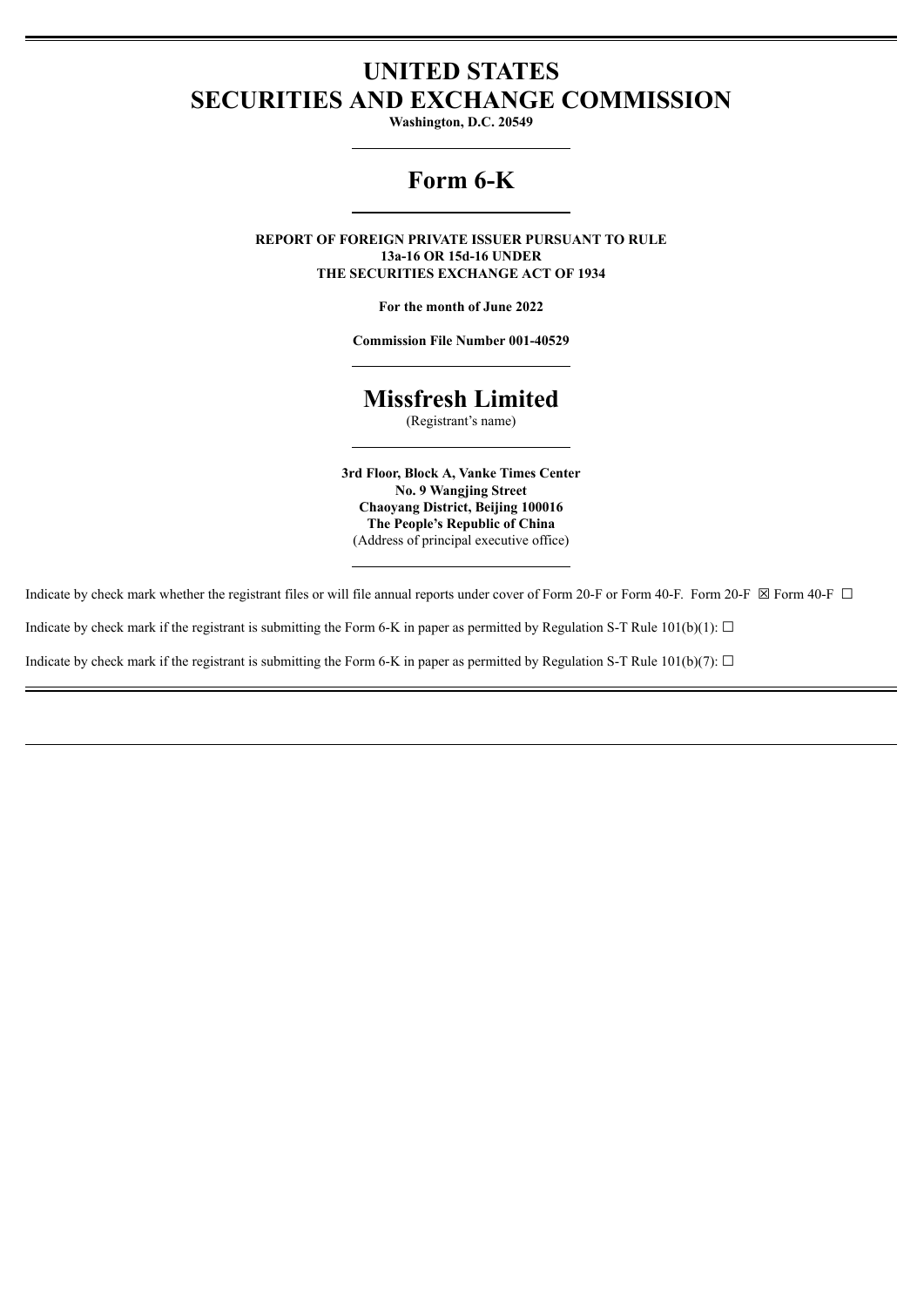# UNITED STATES
# SECURITIES AND EXCHANGE COMMISSION

**Washington, D.C. 20549**

---

# Form 6-K

---

**REPORT OF FOREIGN PRIVATE ISSUER PURSUANT TO RULE 13a-16 OR 15d-16 UNDER THE SECURITIES EXCHANGE ACT OF 1934**

**For the month of June 2022**

**Commission File Number 001-40529**

---

# Missfresh Limited

(Registrant's name)

---

**3rd Floor, Block A, Vanke Times Center**
**No. 9 Wangjing Street**
**Chaoyang District, Beijing 100016**
**The People's Republic of China**
(Address of principal executive office)

---

Indicate by check mark whether the registrant files or will file annual reports under cover of Form 20-F or Form 40-F. Form 20-F ☒ Form 40-F ☐

Indicate by check mark if the registrant is submitting the Form 6-K in paper as permitted by Regulation S-T Rule 101(b)(1): ☐

Indicate by check mark if the registrant is submitting the Form 6-K in paper as permitted by Regulation S-T Rule 101(b)(7): ☐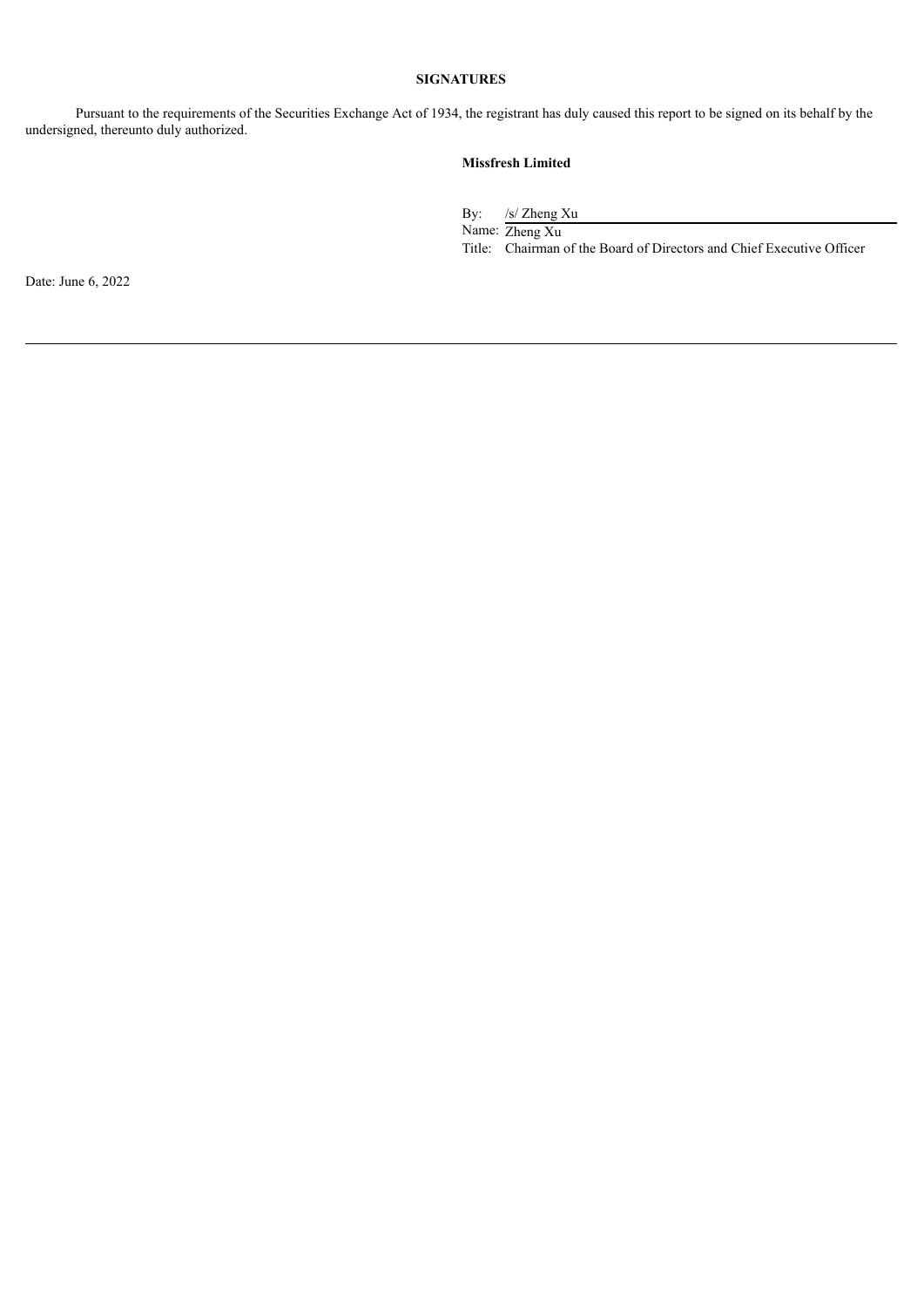## SIGNATURES

Pursuant to the requirements of the Securities Exchange Act of 1934, the registrant has duly caused this report to be signed on its behalf by the undersigned, thereunto duly authorized.

**Missfresh Limited**

By: /s/ Zheng Xu
Name: Zheng Xu
Title: Chairman of the Board of Directors and Chief Executive Officer

Date: June 6, 2022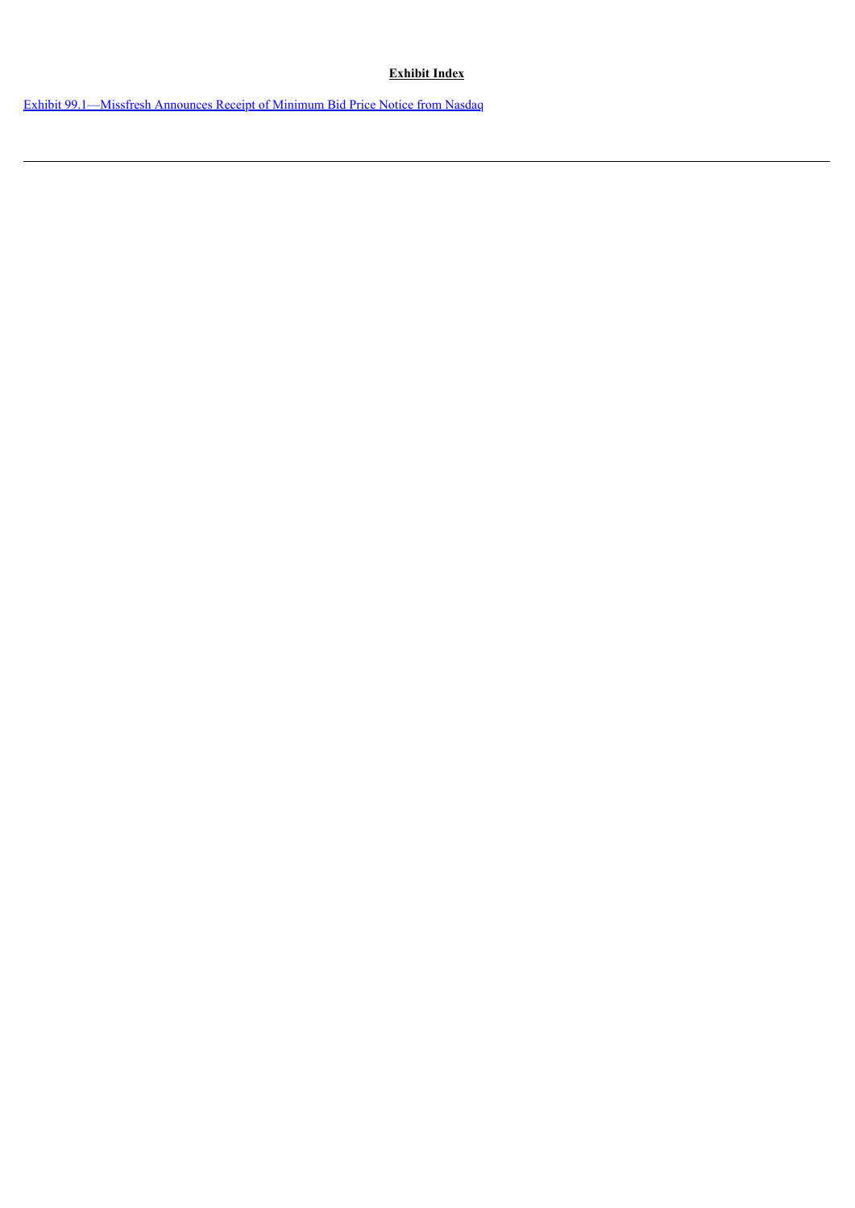**Exhibit Index**

Exhibit 99.1—Missfresh Announces Receipt of Minimum Bid Price Notice from Nasdaq

---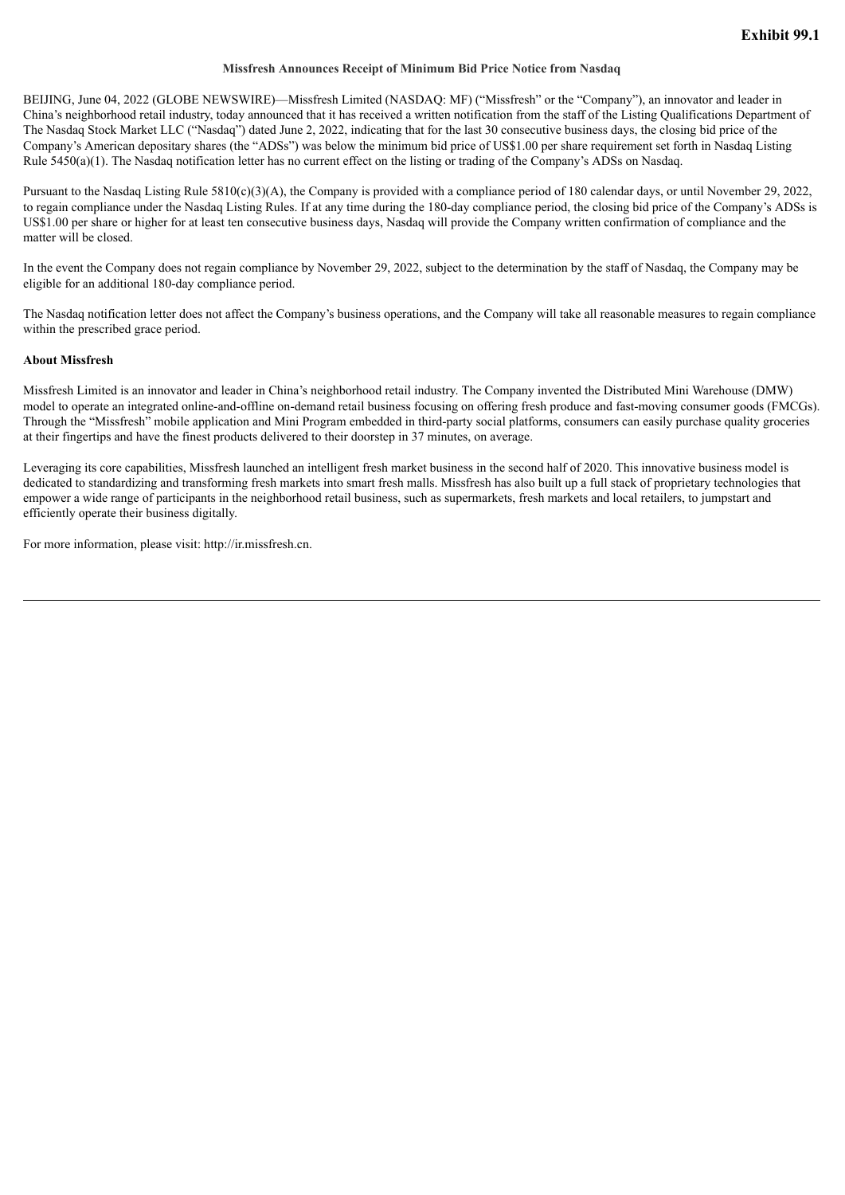**Exhibit 99.1**

**Missfresh Announces Receipt of Minimum Bid Price Notice from Nasdaq**

BEIJING, June 04, 2022 (GLOBE NEWSWIRE)—Missfresh Limited (NASDAQ: MF) ("Missfresh" or the "Company"), an innovator and leader in China's neighborhood retail industry, today announced that it has received a written notification from the staff of the Listing Qualifications Department of The Nasdaq Stock Market LLC ("Nasdaq") dated June 2, 2022, indicating that for the last 30 consecutive business days, the closing bid price of the Company's American depositary shares (the "ADSs") was below the minimum bid price of US$1.00 per share requirement set forth in Nasdaq Listing Rule 5450(a)(1). The Nasdaq notification letter has no current effect on the listing or trading of the Company's ADSs on Nasdaq.

Pursuant to the Nasdaq Listing Rule 5810(c)(3)(A), the Company is provided with a compliance period of 180 calendar days, or until November 29, 2022, to regain compliance under the Nasdaq Listing Rules. If at any time during the 180-day compliance period, the closing bid price of the Company's ADSs is US$1.00 per share or higher for at least ten consecutive business days, Nasdaq will provide the Company written confirmation of compliance and the matter will be closed.

In the event the Company does not regain compliance by November 29, 2022, subject to the determination by the staff of Nasdaq, the Company may be eligible for an additional 180-day compliance period.

The Nasdaq notification letter does not affect the Company's business operations, and the Company will take all reasonable measures to regain compliance within the prescribed grace period.

**About Missfresh**

Missfresh Limited is an innovator and leader in China's neighborhood retail industry. The Company invented the Distributed Mini Warehouse (DMW) model to operate an integrated online-and-offline on-demand retail business focusing on offering fresh produce and fast-moving consumer goods (FMCGs). Through the "Missfresh" mobile application and Mini Program embedded in third-party social platforms, consumers can easily purchase quality groceries at their fingertips and have the finest products delivered to their doorstep in 37 minutes, on average.

Leveraging its core capabilities, Missfresh launched an intelligent fresh market business in the second half of 2020. This innovative business model is dedicated to standardizing and transforming fresh markets into smart fresh malls. Missfresh has also built up a full stack of proprietary technologies that empower a wide range of participants in the neighborhood retail business, such as supermarkets, fresh markets and local retailers, to jumpstart and efficiently operate their business digitally.

For more information, please visit: http://ir.missfresh.cn.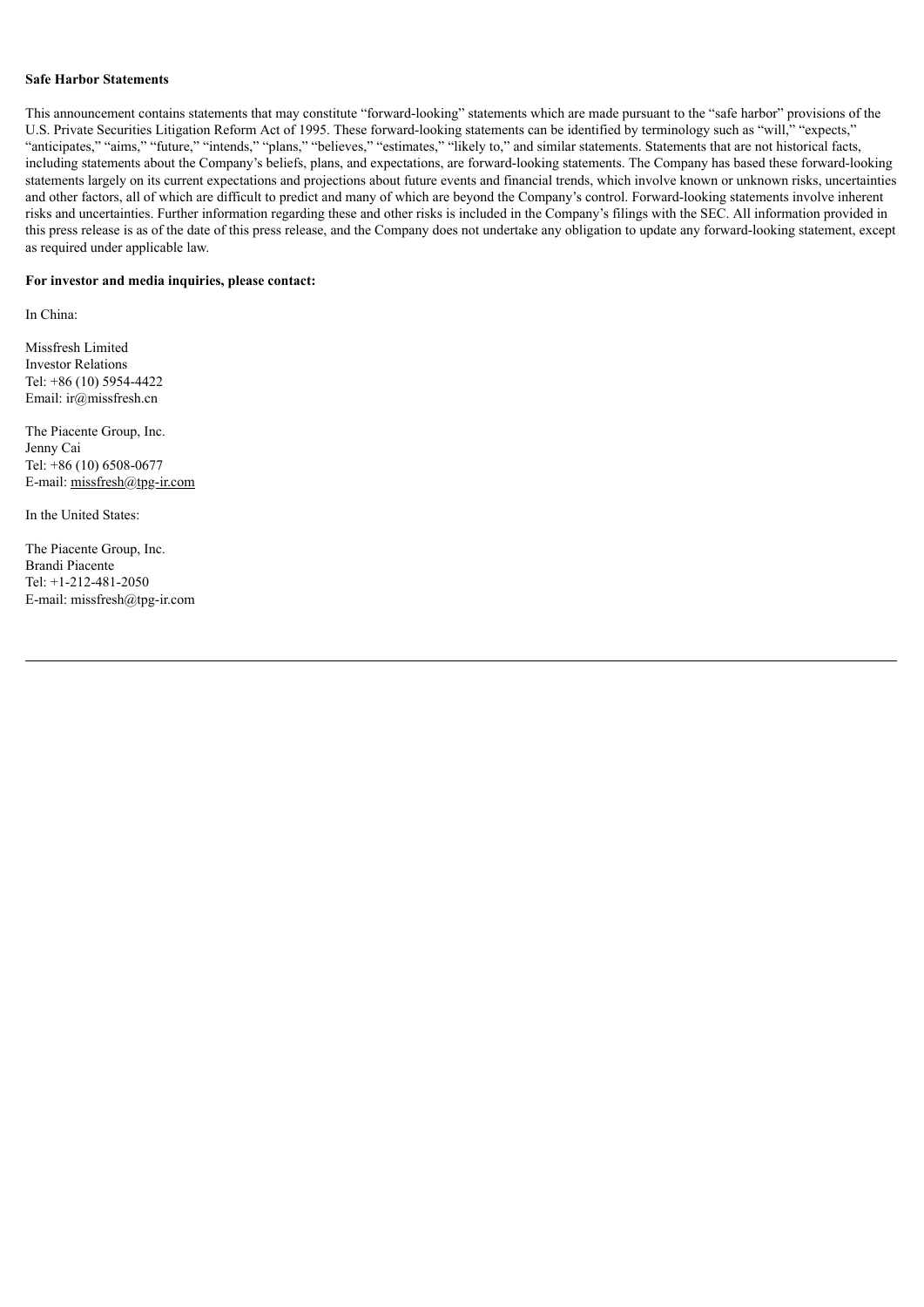**Safe Harbor Statements**

This announcement contains statements that may constitute “forward-looking” statements which are made pursuant to the “safe harbor” provisions of the U.S. Private Securities Litigation Reform Act of 1995. These forward-looking statements can be identified by terminology such as “will,” “expects,” “anticipates,” “aims,” “future,” “intends,” “plans,” “believes,” “estimates,” “likely to,” and similar statements. Statements that are not historical facts, including statements about the Company’s beliefs, plans, and expectations, are forward-looking statements. The Company has based these forward-looking statements largely on its current expectations and projections about future events and financial trends, which involve known or unknown risks, uncertainties and other factors, all of which are difficult to predict and many of which are beyond the Company’s control. Forward-looking statements involve inherent risks and uncertainties. Further information regarding these and other risks is included in the Company’s filings with the SEC. All information provided in this press release is as of the date of this press release, and the Company does not undertake any obligation to update any forward-looking statement, except as required under applicable law.

**For investor and media inquiries, please contact:**

In China:

Missfresh Limited
Investor Relations
Tel: +86 (10) 5954-4422
Email: ir@missfresh.cn

The Piacente Group, Inc.
Jenny Cai
Tel: +86 (10) 6508-0677
E-mail: missfresh@tpg-ir.com

In the United States:

The Piacente Group, Inc.
Brandi Piacente
Tel: +1-212-481-2050
E-mail: missfresh@tpg-ir.com